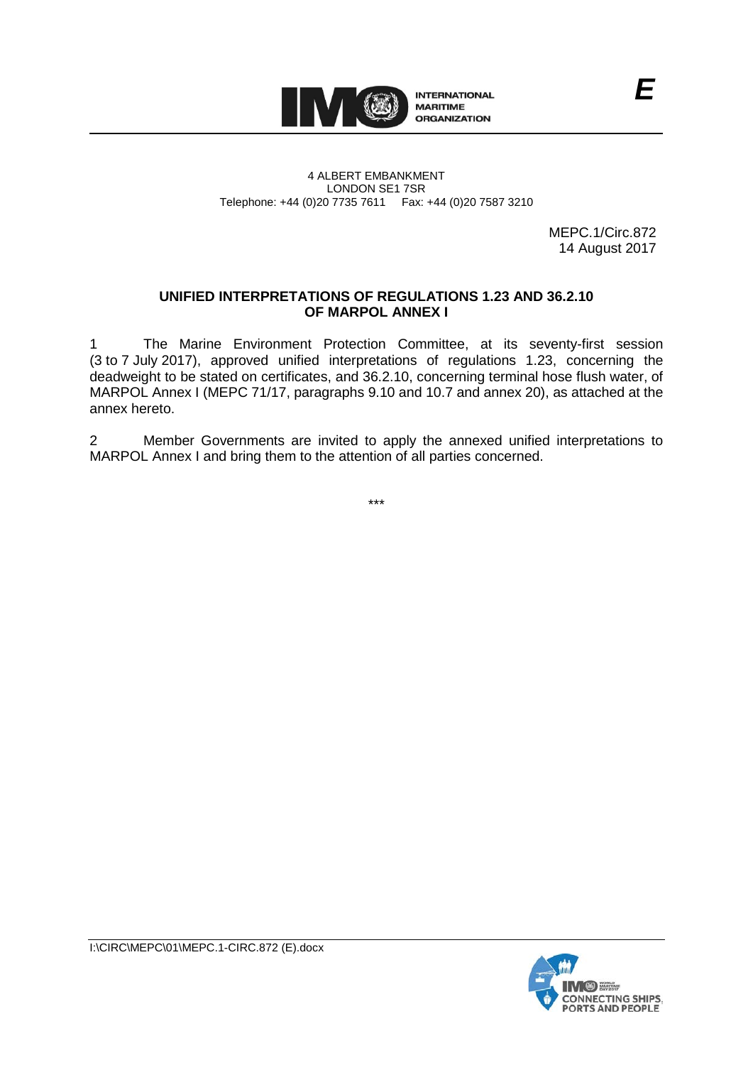4 ALBERT EMBANKMENT
LONDON SE1 7SR
Telephone: +44 (0)20 7735 7611 Fax: +44 (0)20 7587 3210

MEPC.1/Circ.872
14 August 2017

**UNIFIED INTERPRETATIONS OF REGULATIONS 1.23 AND 36.2.10 OF MARPOL ANNEX I**

1 The Marine Environment Protection Committee, at its seventy-first session (3 to 7 July 2017), approved unified interpretations of regulations 1.23, concerning the deadweight to be stated on certificates, and 36.2.10, concerning terminal hose flush water, of MARPOL Annex I (MEPC 71/17, paragraphs 9.10 and 10.7 and annex 20), as attached at the annex hereto.

2 Member Governments are invited to apply the annexed unified interpretations to MARPOL Annex I and bring them to the attention of all parties concerned.

\*\*\*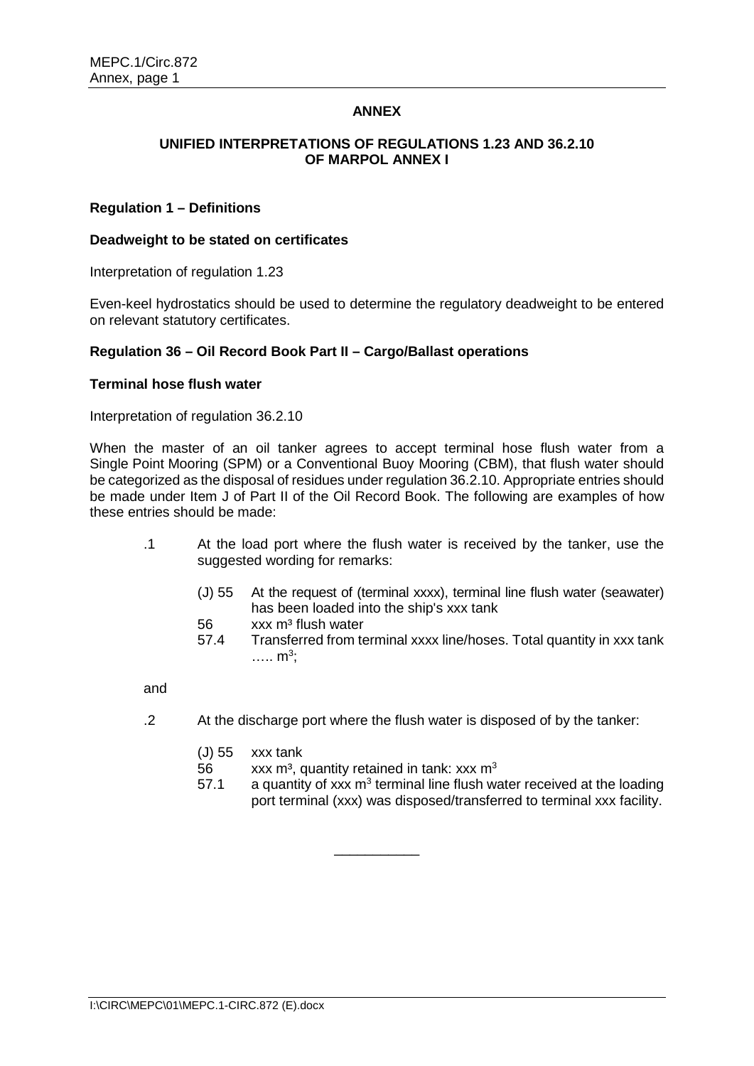## ANNEX

### UNIFIED INTERPRETATIONS OF REGULATIONS 1.23 AND 36.2.10 OF MARPOL ANNEX I

**Regulation 1 – Definitions**

**Deadweight to be stated on certificates**

Interpretation of regulation 1.23

Even-keel hydrostatics should be used to determine the regulatory deadweight to be entered on relevant statutory certificates.

**Regulation 36 – Oil Record Book Part II – Cargo/Ballast operations**

**Terminal hose flush water**

Interpretation of regulation 36.2.10

When the master of an oil tanker agrees to accept terminal hose flush water from a Single Point Mooring (SPM) or a Conventional Buoy Mooring (CBM), that flush water should be categorized as the disposal of residues under regulation 36.2.10. Appropriate entries should be made under Item J of Part II of the Oil Record Book. The following are examples of how these entries should be made:

.1 At the load port where the flush water is received by the tanker, use the suggested wording for remarks:

(J) 55 At the request of (terminal xxxx), terminal line flush water (seawater) has been loaded into the ship's xxx tank

56 xxx $m^3$ flush water

57.4 Transferred from terminal xxxx line/hoses. Total quantity in xxx tank ….. $m^3$;

and

.2 At the discharge port where the flush water is disposed of by the tanker:

(J) 55 xxx tank

56 xxx $m^3$, quantity retained in tank: xxx $m^3$

57.1 a quantity of xxx $m^3$ terminal line flush water received at the loading port terminal (xxx) was disposed/transferred to terminal xxx facility.

___________